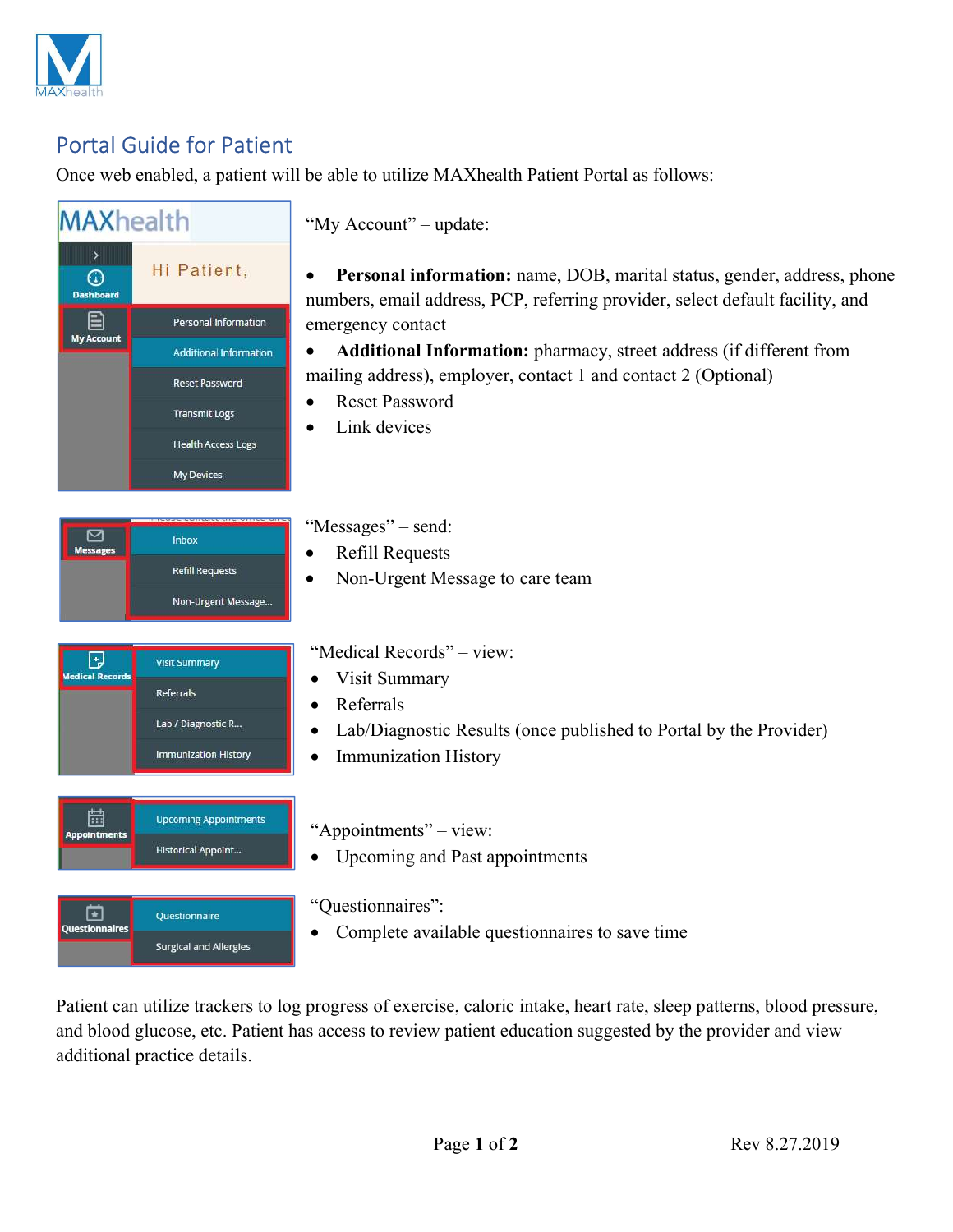## Portal Guide for Patient

Once web enabled, a patient will be able to utilize MAXhealth Patient Portal as follows:

"My Account" – update:

- **Personal information:** name, DOB, marital status, gender, address, phone numbers, email address, PCP, referring provider, select default facility, and emergency contact
- **Additional Information:** pharmacy, street address (if different from mailing address), employer, contact 1 and contact 2 (Optional)
- Reset Password
- Link devices

"Messages" – send:

- Refill Requests
- Non-Urgent Message to care team

"Medical Records" – view:

- Visit Summary
- Referrals
- Lab/Diagnostic Results (once published to Portal by the Provider)
- Immunization History

"Appointments" – view:

- Upcoming and Past appointments

"Questionnaires":

- Complete available questionnaires to save time

Patient can utilize trackers to log progress of exercise, caloric intake, heart rate, sleep patterns, blood pressure, and blood glucose, etc. Patient has access to review patient education suggested by the provider and view additional practice details.

Rev 8.27.2019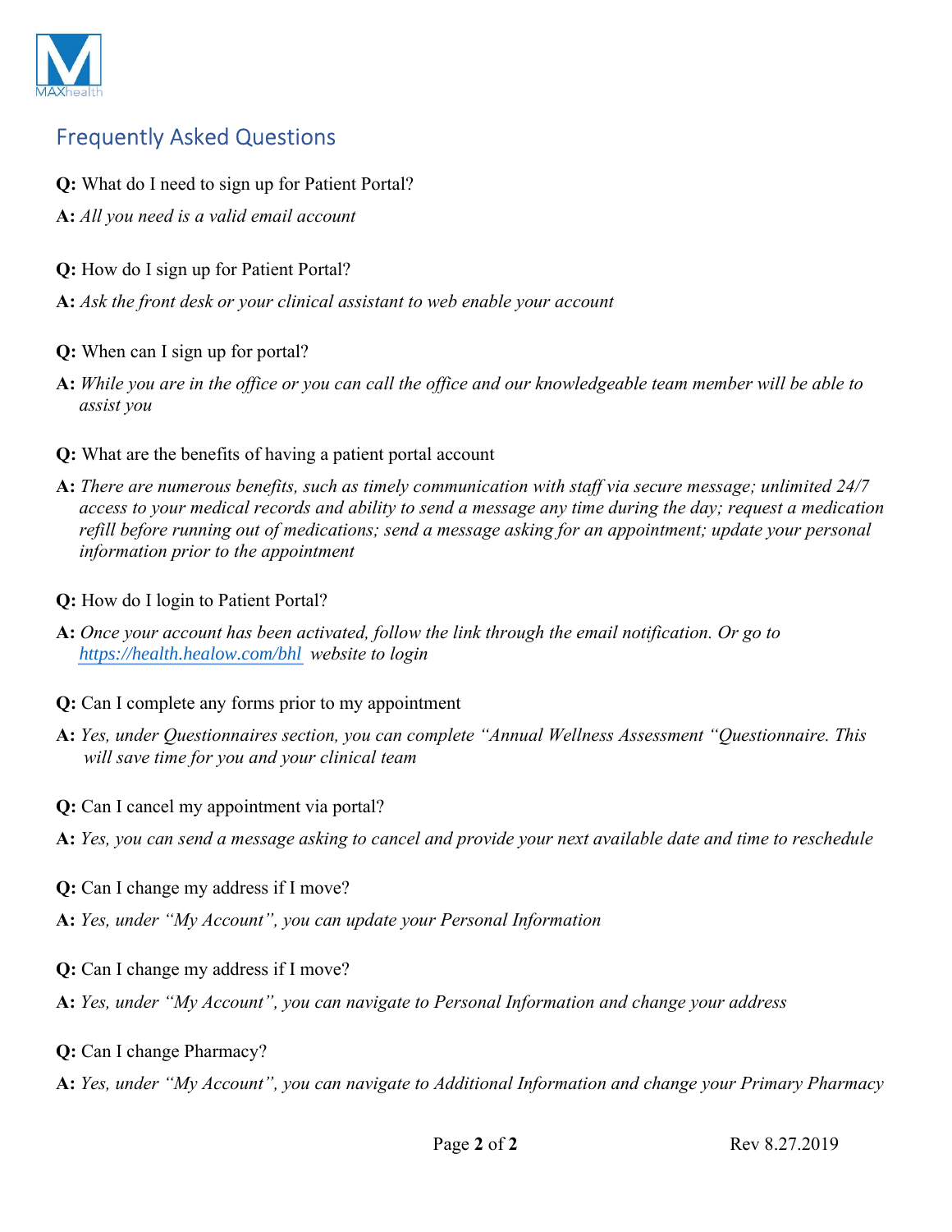MAXhealth

## Frequently Asked Questions

**Q:** What do I need to sign up for Patient Portal?

**A:** *All you need is a valid email account*

**Q:** How do I sign up for Patient Portal?

**A:** *Ask the front desk or your clinical assistant to web enable your account*

**Q:** When can I sign up for portal?

**A:** *While you are in the office or you can call the office and our knowledgeable team member will be able to assist you*

**Q:** What are the benefits of having a patient portal account

**A:** *There are numerous benefits, such as timely communication with staff via secure message; unlimited 24/7 access to your medical records and ability to send a message any time during the day; request a medication refill before running out of medications; send a message asking for an appointment; update your personal information prior to the appointment*

**Q:** How do I login to Patient Portal?

**A:** *Once your account has been activated, follow the link through the email notification. Or go to https://health.healow.com/bhl website to login*

**Q:** Can I complete any forms prior to my appointment

**A:** *Yes, under Questionnaires section, you can complete "Annual Wellness Assessment "Questionnaire. This will save time for you and your clinical team*

**Q:** Can I cancel my appointment via portal?

**A:** *Yes, you can send a message asking to cancel and provide your next available date and time to reschedule*

**Q:** Can I change my address if I move?

**A:** *Yes, under "My Account", you can update your Personal Information*

**Q:** Can I change my address if I move?

**A:** *Yes, under "My Account", you can navigate to Personal Information and change your address*

**Q:** Can I change Pharmacy?

**A:** *Yes, under "My Account", you can navigate to Additional Information and change your Primary Pharmacy*

Rev 8.27.2019